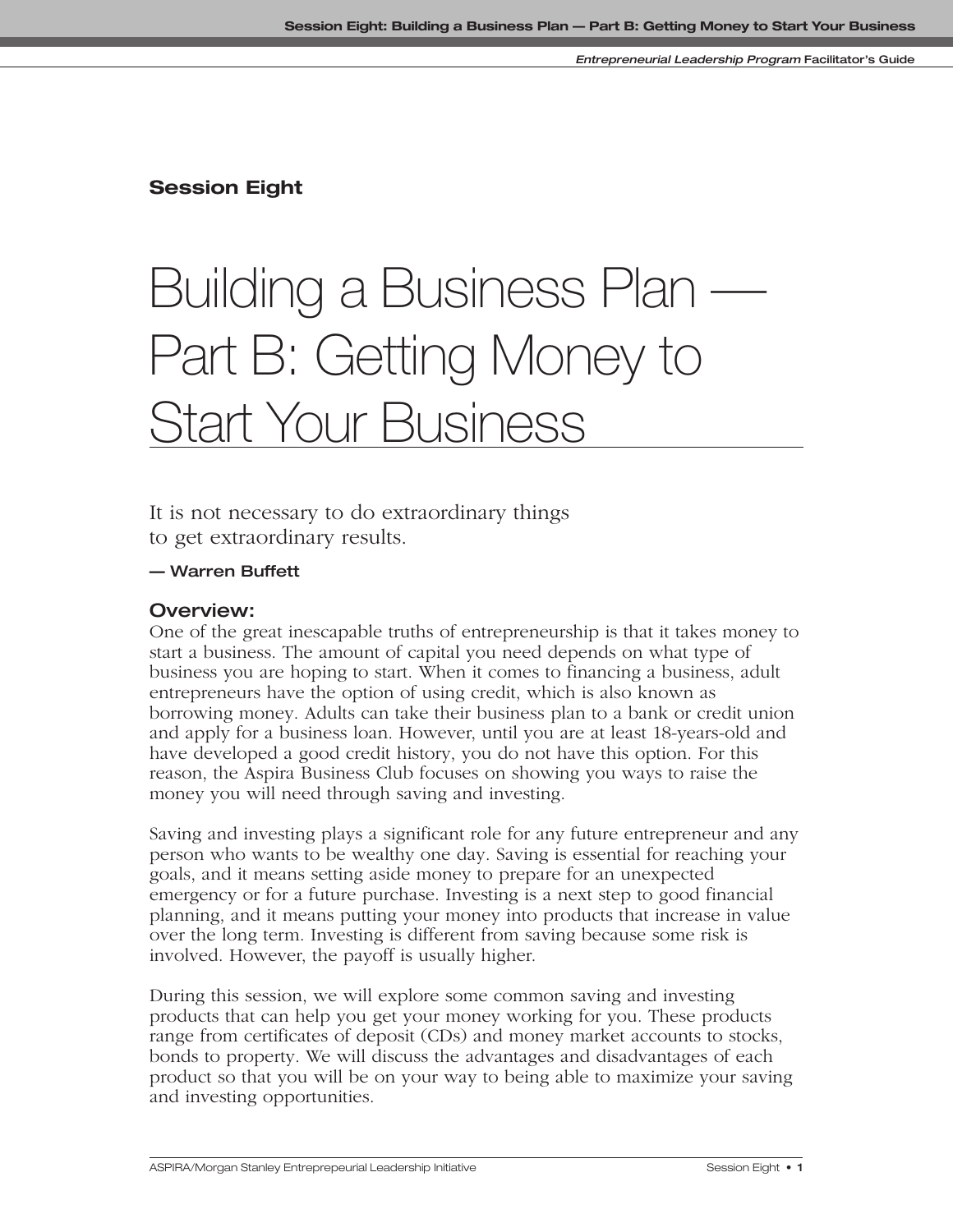**Session Eight**

# Building a Business Plan — Part B: Getting Money to Start Your Business

It is not necessary to do extraordinary things to get extraordinary results.

**— Warren Buffett**

## Overview:

One of the great inescapable truths of entrepreneurship is that it takes money to start a business. The amount of capital you need depends on what type of business you are hoping to start. When it comes to financing a business, adult entrepreneurs have the option of using credit, which is also known as borrowing money. Adults can take their business plan to a bank or credit union and apply for a business loan. However, until you are at least 18-years-old and have developed a good credit history, you do not have this option. For this reason, the Aspira Business Club focuses on showing you ways to raise the money you will need through saving and investing.

Saving and investing plays a significant role for any future entrepreneur and any person who wants to be wealthy one day. Saving is essential for reaching your goals, and it means setting aside money to prepare for an unexpected emergency or for a future purchase. Investing is a next step to good financial planning, and it means putting your money into products that increase in value over the long term. Investing is different from saving because some risk is involved. However, the payoff is usually higher.

During this session, we will explore some common saving and investing products that can help you get your money working for you. These products range from certificates of deposit (CDs) and money market accounts to stocks, bonds to property. We will discuss the advantages and disadvantages of each product so that you will be on your way to being able to maximize your saving and investing opportunities.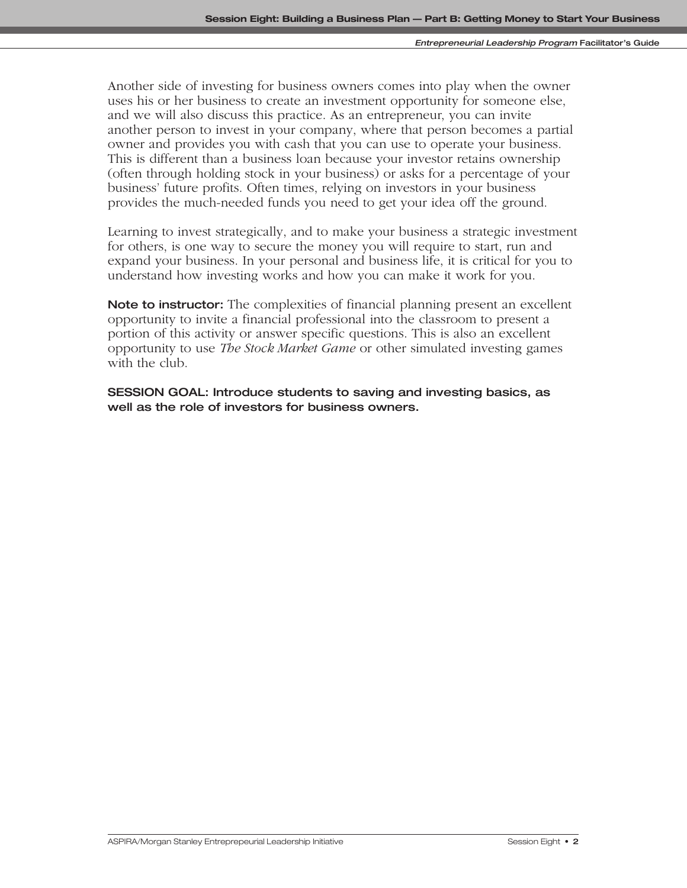Another side of investing for business owners comes into play when the owner uses his or her business to create an investment opportunity for someone else, and we will also discuss this practice. As an entrepreneur, you can invite another person to invest in your company, where that person becomes a partial owner and provides you with cash that you can use to operate your business. This is different than a business loan because your investor retains ownership (often through holding stock in your business) or asks for a percentage of your business' future profits. Often times, relying on investors in your business provides the much-needed funds you need to get your idea off the ground.

Learning to invest strategically, and to make your business a strategic investment for others, is one way to secure the money you will require to start, run and expand your business. In your personal and business life, it is critical for you to understand how investing works and how you can make it work for you.

**Note to instructor:** The complexities of financial planning present an excellent opportunity to invite a financial professional into the classroom to present a portion of this activity or answer specific questions. This is also an excellent opportunity to use *The Stock Market Game* or other simulated investing games with the club.

**SESSION GOAL: Introduce students to saving and investing basics, as well as the role of investors for business owners.**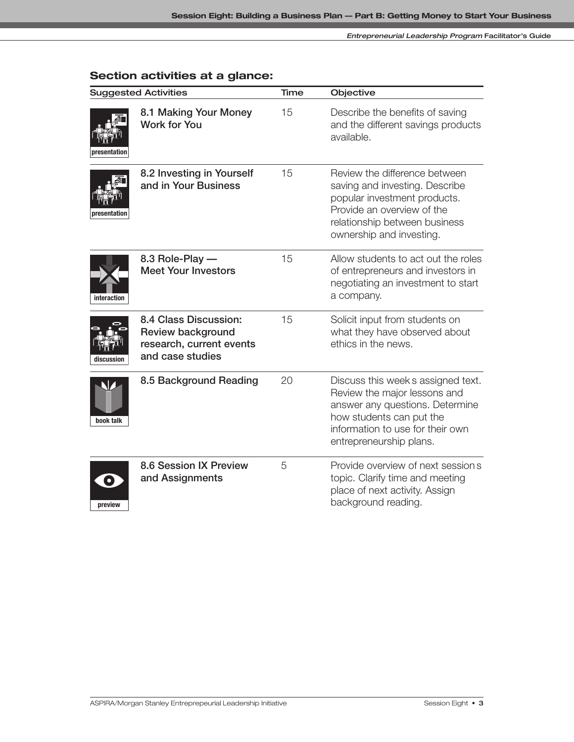## Section activities at a glance:

| Suggested Activities | | Time | Objective |
|---|---|---|---|
| presentation | 8.1 Making Your Money Work for You | 15 | Describe the benefits of saving and the different savings products available. |
| presentation | 8.2 Investing in Yourself and in Your Business | 15 | Review the difference between saving and investing. Describe popular investment products. Provide an overview of the relationship between business ownership and investing. |
| interaction | 8.3 Role-Play — Meet Your Investors | 15 | Allow students to act out the roles of entrepreneurs and investors in negotiating an investment to start a company. |
| discussion | 8.4 Class Discussion: Review background research, current events and case studies | 15 | Solicit input from students on what they have observed about ethics in the news. |
| book talk | 8.5 Background Reading | 20 | Discuss this week s assigned text. Review the major lessons and answer any questions. Determine how students can put the information to use for their own entrepreneurship plans. |
| preview | 8.6 Session IX Preview and Assignments | 5 | Provide overview of next session s topic. Clarify time and meeting place of next activity. Assign background reading. |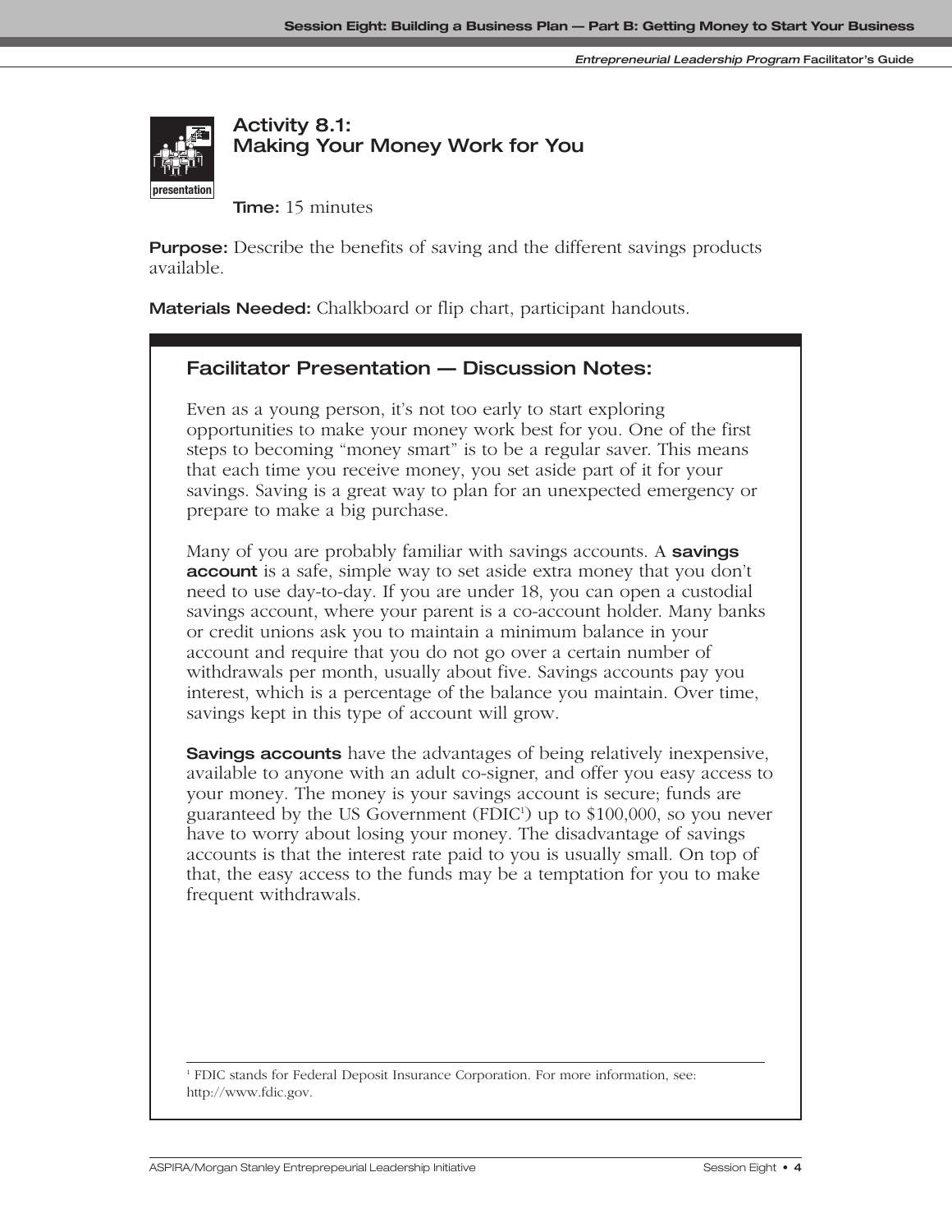### Activity 8.1: Making Your Money Work for You

presentation

**Time:** 15 minutes

**Purpose:** Describe the benefits of saving and the different savings products available.

**Materials Needed:** Chalkboard or flip chart, participant handouts.

#### Facilitator Presentation — Discussion Notes:

Even as a young person, it's not too early to start exploring opportunities to make your money work best for you. One of the first steps to becoming "money smart" is to be a regular saver. This means that each time you receive money, you set aside part of it for your savings. Saving is a great way to plan for an unexpected emergency or prepare to make a big purchase.

Many of you are probably familiar with savings accounts. A **savings account** is a safe, simple way to set aside extra money that you don't need to use day-to-day. If you are under 18, you can open a custodial savings account, where your parent is a co-account holder. Many banks or credit unions ask you to maintain a minimum balance in your account and require that you do not go over a certain number of withdrawals per month, usually about five. Savings accounts pay you interest, which is a percentage of the balance you maintain. Over time, savings kept in this type of account will grow.

**Savings accounts** have the advantages of being relatively inexpensive, available to anyone with an adult co-signer, and offer you easy access to your money. The money is your savings account is secure; funds are guaranteed by the US Government (FDIC[1]) up to $100,000, so you never have to worry about losing your money. The disadvantage of savings accounts is that the interest rate paid to you is usually small. On top of that, the easy access to the funds may be a temptation for you to make frequent withdrawals.

---

[1] FDIC stands for Federal Deposit Insurance Corporation. For more information, see: http://www.fdic.gov.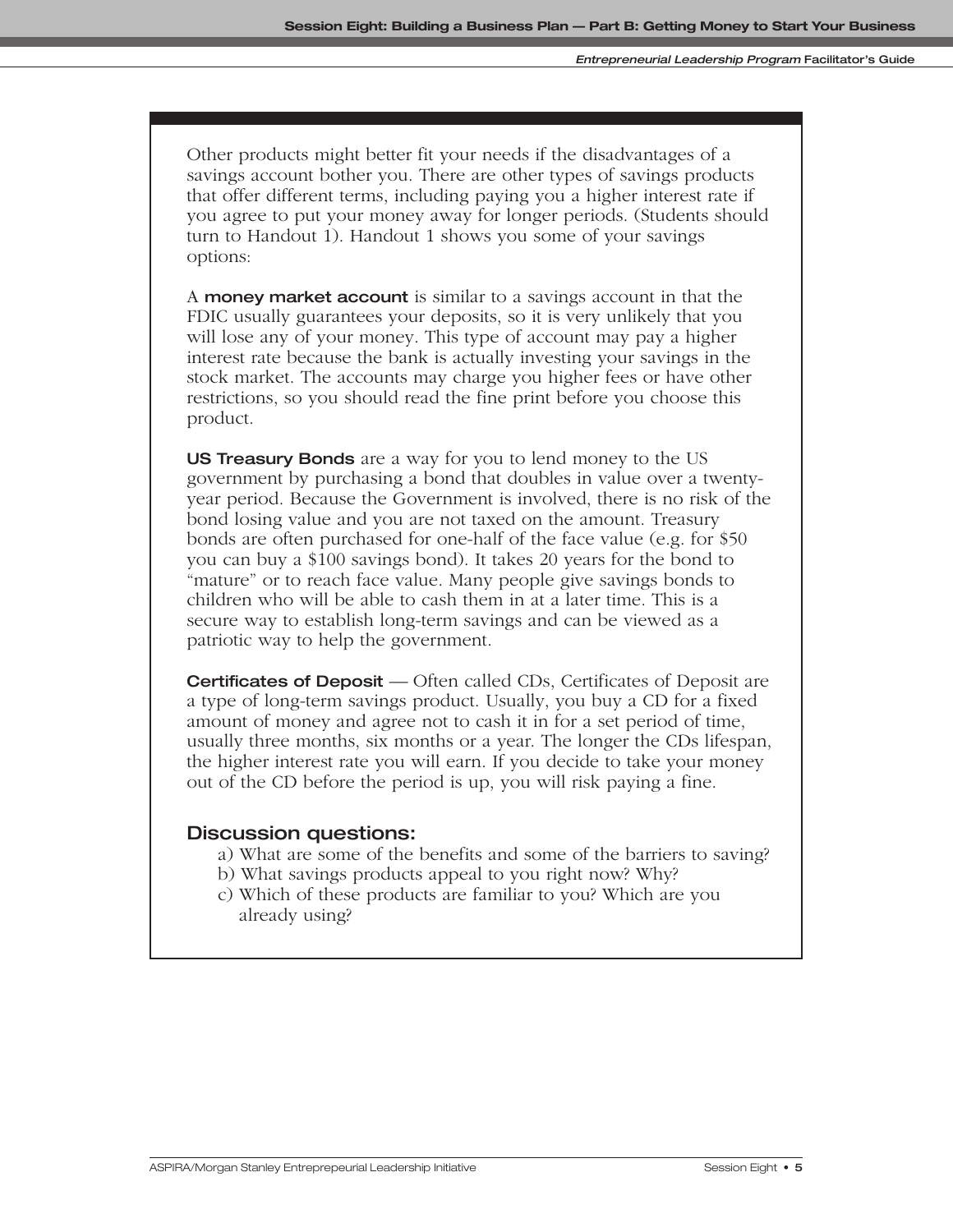Other products might better fit your needs if the disadvantages of a savings account bother you. There are other types of savings products that offer different terms, including paying you a higher interest rate if you agree to put your money away for longer periods. (Students should turn to Handout 1). Handout 1 shows you some of your savings options:

A **money market account** is similar to a savings account in that the FDIC usually guarantees your deposits, so it is very unlikely that you will lose any of your money. This type of account may pay a higher interest rate because the bank is actually investing your savings in the stock market. The accounts may charge you higher fees or have other restrictions, so you should read the fine print before you choose this product.

**US Treasury Bonds** are a way for you to lend money to the US government by purchasing a bond that doubles in value over a twenty-year period. Because the Government is involved, there is no risk of the bond losing value and you are not taxed on the amount. Treasury bonds are often purchased for one-half of the face value (e.g. for $50 you can buy a $100 savings bond). It takes 20 years for the bond to "mature" or to reach face value. Many people give savings bonds to children who will be able to cash them in at a later time. This is a secure way to establish long-term savings and can be viewed as a patriotic way to help the government.

**Certificates of Deposit** — Often called CDs, Certificates of Deposit are a type of long-term savings product. Usually, you buy a CD for a fixed amount of money and agree not to cash it in for a set period of time, usually three months, six months or a year. The longer the CDs lifespan, the higher interest rate you will earn. If you decide to take your money out of the CD before the period is up, you will risk paying a fine.

### Discussion questions:

a) What are some of the benefits and some of the barriers to saving?
b) What savings products appeal to you right now? Why?
c) Which of these products are familiar to you? Which are you already using?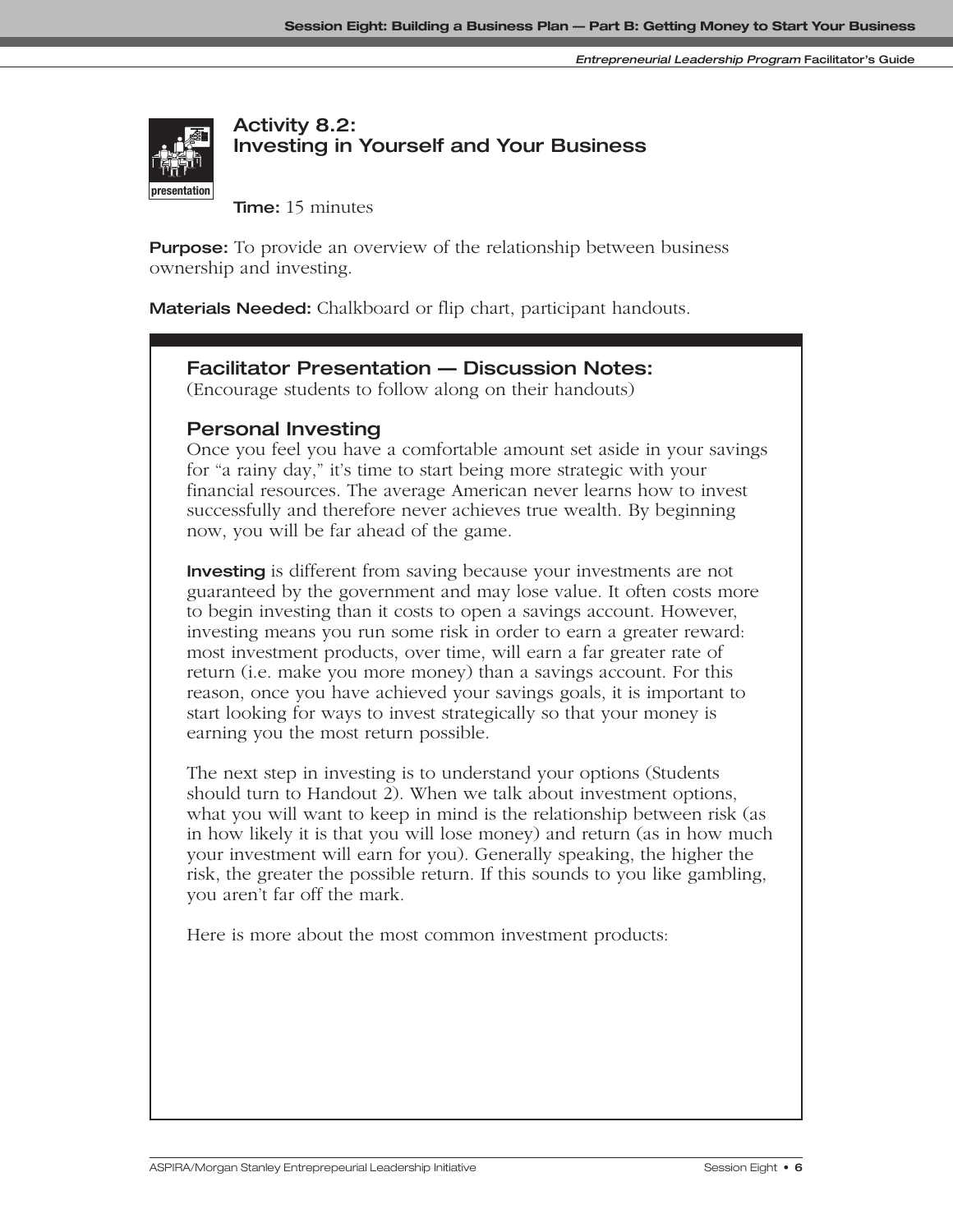## Activity 8.2: Investing in Yourself and Your Business

presentation

**Time:** 15 minutes

**Purpose:** To provide an overview of the relationship between business ownership and investing.

**Materials Needed:** Chalkboard or flip chart, participant handouts.

### Facilitator Presentation — Discussion Notes:

(Encourage students to follow along on their handouts)

### Personal Investing

Once you feel you have a comfortable amount set aside in your savings for "a rainy day," it's time to start being more strategic with your financial resources. The average American never learns how to invest successfully and therefore never achieves true wealth. By beginning now, you will be far ahead of the game.

**Investing** is different from saving because your investments are not guaranteed by the government and may lose value. It often costs more to begin investing than it costs to open a savings account. However, investing means you run some risk in order to earn a greater reward: most investment products, over time, will earn a far greater rate of return (i.e. make you more money) than a savings account. For this reason, once you have achieved your savings goals, it is important to start looking for ways to invest strategically so that your money is earning you the most return possible.

The next step in investing is to understand your options (Students should turn to Handout 2). When we talk about investment options, what you will want to keep in mind is the relationship between risk (as in how likely it is that you will lose money) and return (as in how much your investment will earn for you). Generally speaking, the higher the risk, the greater the possible return. If this sounds to you like gambling, you aren't far off the mark.

Here is more about the most common investment products: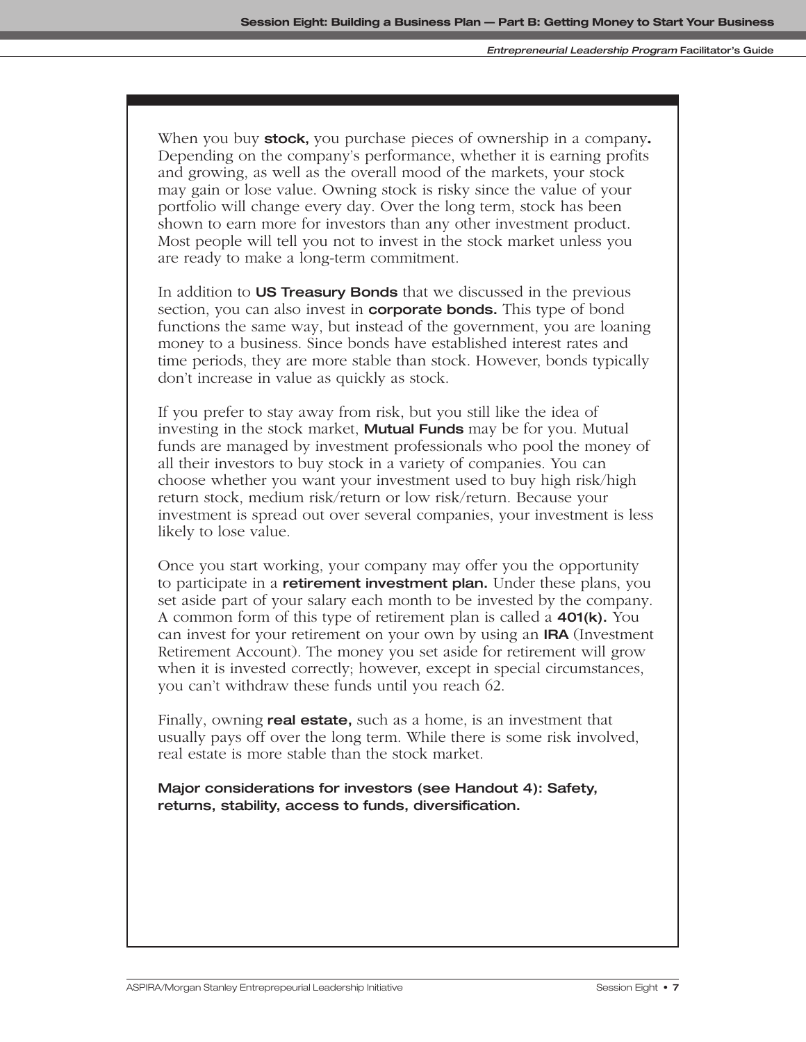When you buy **stock,** you purchase pieces of ownership in a company**.** Depending on the company's performance, whether it is earning profits and growing, as well as the overall mood of the markets, your stock may gain or lose value. Owning stock is risky since the value of your portfolio will change every day. Over the long term, stock has been shown to earn more for investors than any other investment product. Most people will tell you not to invest in the stock market unless you are ready to make a long-term commitment.

In addition to **US Treasury Bonds** that we discussed in the previous section, you can also invest in **corporate bonds.** This type of bond functions the same way, but instead of the government, you are loaning money to a business. Since bonds have established interest rates and time periods, they are more stable than stock. However, bonds typically don't increase in value as quickly as stock.

If you prefer to stay away from risk, but you still like the idea of investing in the stock market, **Mutual Funds** may be for you. Mutual funds are managed by investment professionals who pool the money of all their investors to buy stock in a variety of companies. You can choose whether you want your investment used to buy high risk/high return stock, medium risk/return or low risk/return. Because your investment is spread out over several companies, your investment is less likely to lose value.

Once you start working, your company may offer you the opportunity to participate in a **retirement investment plan.** Under these plans, you set aside part of your salary each month to be invested by the company. A common form of this type of retirement plan is called a **401(k).** You can invest for your retirement on your own by using an **IRA** (Investment Retirement Account). The money you set aside for retirement will grow when it is invested correctly; however, except in special circumstances, you can't withdraw these funds until you reach 62.

Finally, owning **real estate,** such as a home, is an investment that usually pays off over the long term. While there is some risk involved, real estate is more stable than the stock market.

**Major considerations for investors (see Handout 4): Safety, returns, stability, access to funds, diversification.**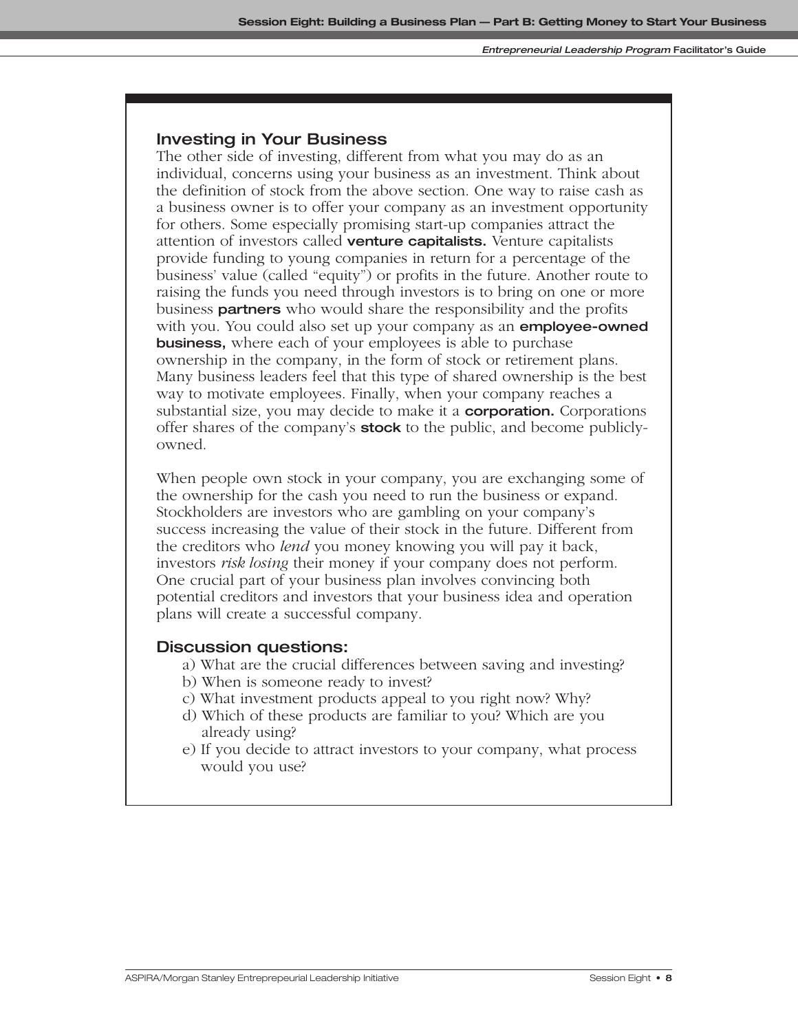## Investing in Your Business

The other side of investing, different from what you may do as an individual, concerns using your business as an investment. Think about the definition of stock from the above section. One way to raise cash as a business owner is to offer your company as an investment opportunity for others. Some especially promising start-up companies attract the attention of investors called **venture capitalists.** Venture capitalists provide funding to young companies in return for a percentage of the business' value (called "equity") or profits in the future. Another route to raising the funds you need through investors is to bring on one or more business **partners** who would share the responsibility and the profits with you. You could also set up your company as an **employee-owned business,** where each of your employees is able to purchase ownership in the company, in the form of stock or retirement plans. Many business leaders feel that this type of shared ownership is the best way to motivate employees. Finally, when your company reaches a substantial size, you may decide to make it a **corporation.** Corporations offer shares of the company's **stock** to the public, and become publicly-owned.

When people own stock in your company, you are exchanging some of the ownership for the cash you need to run the business or expand. Stockholders are investors who are gambling on your company's success increasing the value of their stock in the future. Different from the creditors who *lend* you money knowing you will pay it back, investors *risk losing* their money if your company does not perform. One crucial part of your business plan involves convincing both potential creditors and investors that your business idea and operation plans will create a successful company.

## Discussion questions:

a) What are the crucial differences between saving and investing?
b) When is someone ready to invest?
c) What investment products appeal to you right now? Why?
d) Which of these products are familiar to you? Which are you already using?
e) If you decide to attract investors to your company, what process would you use?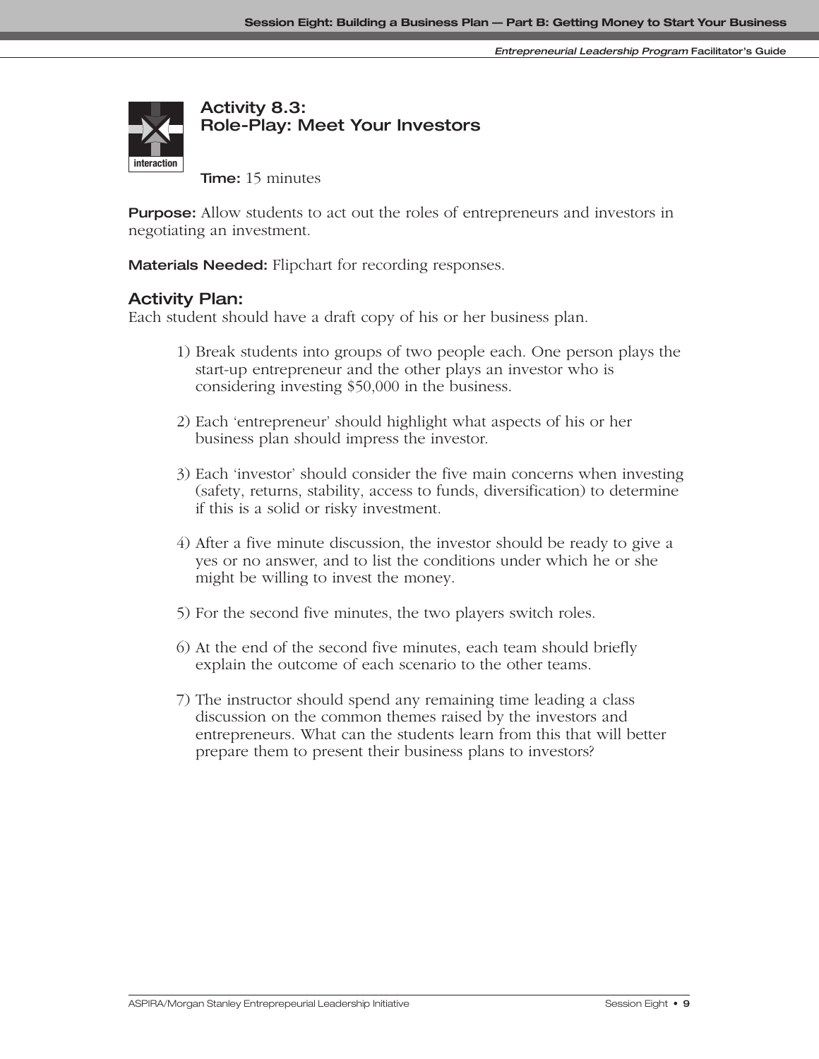## Activity 8.3: Role-Play: Meet Your Investors

interaction

**Time:** 15 minutes

**Purpose:** Allow students to act out the roles of entrepreneurs and investors in negotiating an investment.

**Materials Needed:** Flipchart for recording responses.

### Activity Plan:

Each student should have a draft copy of his or her business plan.

1) Break students into groups of two people each. One person plays the start-up entrepreneur and the other plays an investor who is considering investing $50,000 in the business.

2) Each 'entrepreneur' should highlight what aspects of his or her business plan should impress the investor.

3) Each 'investor' should consider the five main concerns when investing (safety, returns, stability, access to funds, diversification) to determine if this is a solid or risky investment.

4) After a five minute discussion, the investor should be ready to give a yes or no answer, and to list the conditions under which he or she might be willing to invest the money.

5) For the second five minutes, the two players switch roles.

6) At the end of the second five minutes, each team should briefly explain the outcome of each scenario to the other teams.

7) The instructor should spend any remaining time leading a class discussion on the common themes raised by the investors and entrepreneurs. What can the students learn from this that will better prepare them to present their business plans to investors?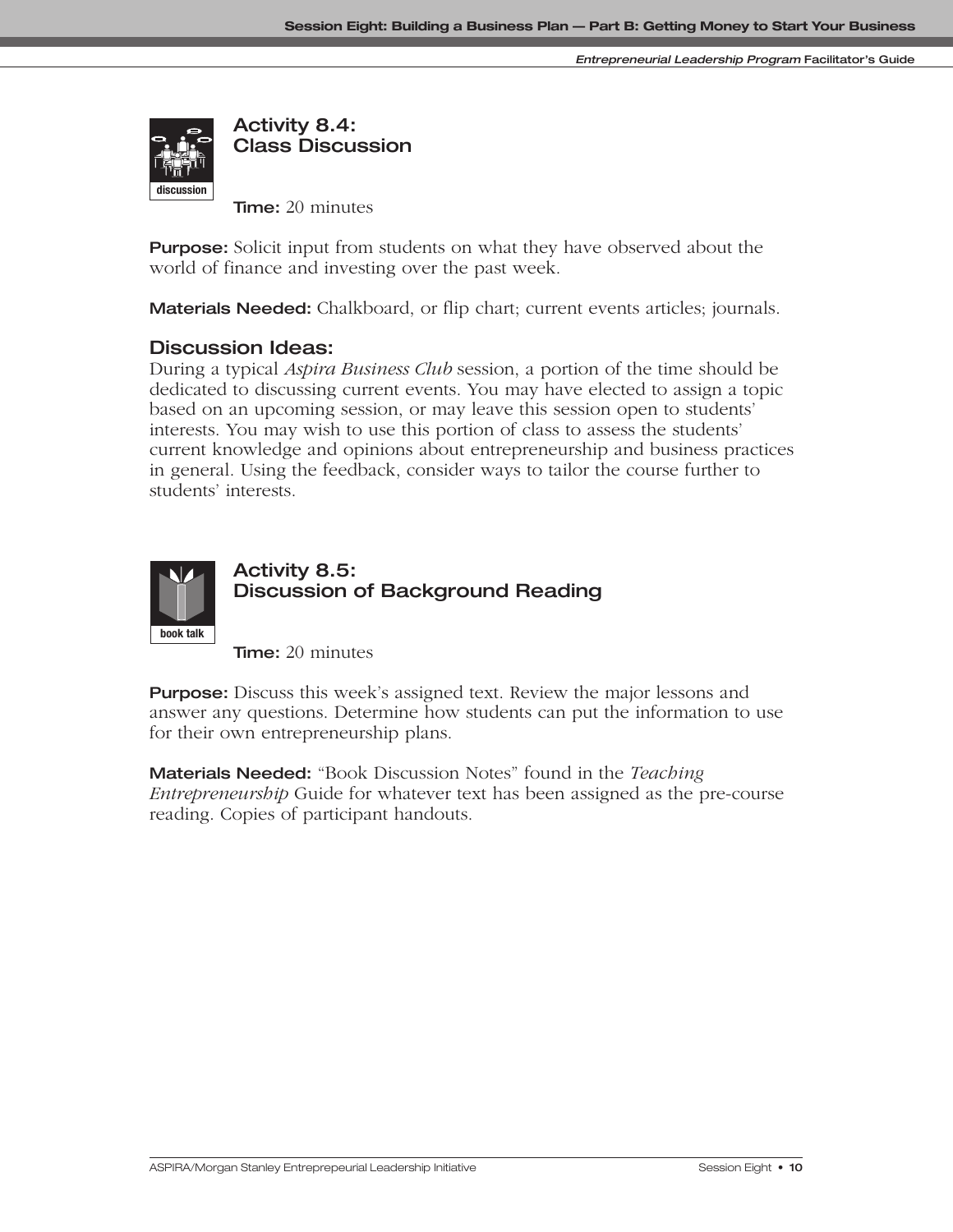## Activity 8.4: Class Discussion

**Time:** 20 minutes

**Purpose:** Solicit input from students on what they have observed about the world of finance and investing over the past week.

**Materials Needed:** Chalkboard, or flip chart; current events articles; journals.

### Discussion Ideas:

During a typical *Aspira Business Club* session, a portion of the time should be dedicated to discussing current events. You may have elected to assign a topic based on an upcoming session, or may leave this session open to students' interests. You may wish to use this portion of class to assess the students' current knowledge and opinions about entrepreneurship and business practices in general. Using the feedback, consider ways to tailor the course further to students' interests.

## Activity 8.5: Discussion of Background Reading

**Time:** 20 minutes

**Purpose:** Discuss this week's assigned text. Review the major lessons and answer any questions. Determine how students can put the information to use for their own entrepreneurship plans.

**Materials Needed:** "Book Discussion Notes" found in the *Teaching Entrepreneurship* Guide for whatever text has been assigned as the pre-course reading. Copies of participant handouts.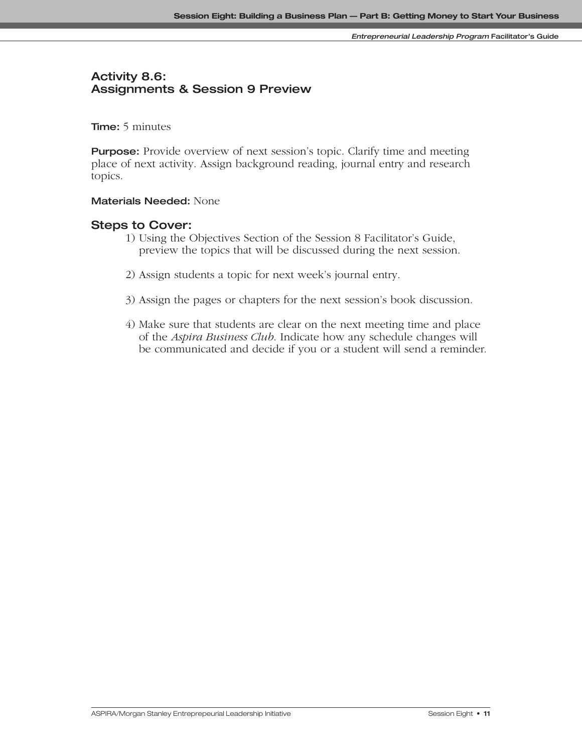## Activity 8.6: Assignments & Session 9 Preview

**Time:** 5 minutes

**Purpose:** Provide overview of next session's topic. Clarify time and meeting place of next activity. Assign background reading, journal entry and research topics.

**Materials Needed:** None

### Steps to Cover:

1) Using the Objectives Section of the Session 8 Facilitator's Guide, preview the topics that will be discussed during the next session.

2) Assign students a topic for next week's journal entry.

3) Assign the pages or chapters for the next session's book discussion.

4) Make sure that students are clear on the next meeting time and place of the *Aspira Business Club*. Indicate how any schedule changes will be communicated and decide if you or a student will send a reminder.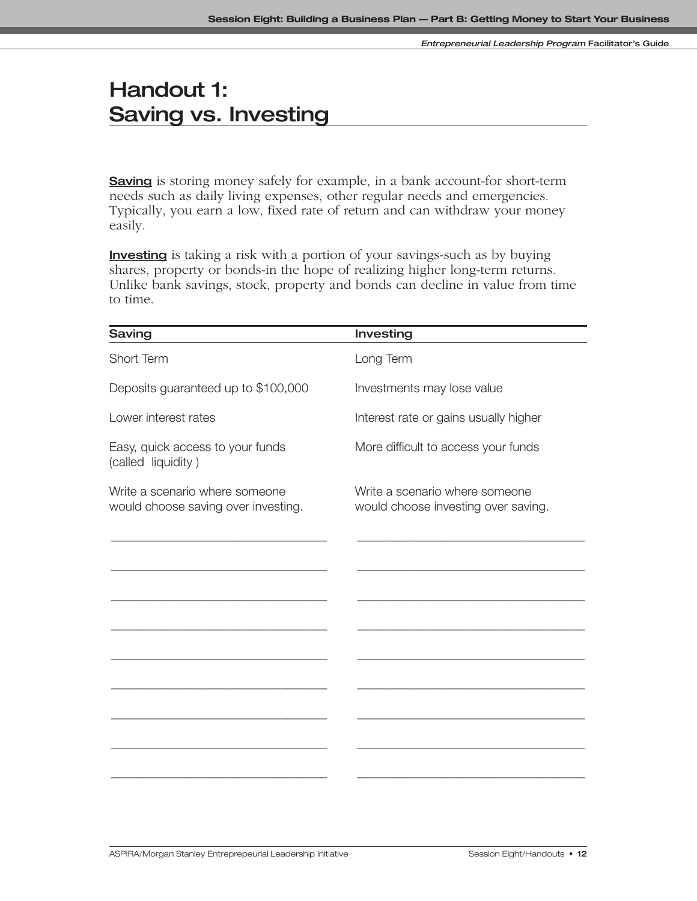# Handout 1: Saving vs. Investing

**Saving** is storing money safely for example, in a bank account-for short-term needs such as daily living expenses, other regular needs and emergencies. Typically, you earn a low, fixed rate of return and can withdraw your money easily.

**Investing** is taking a risk with a portion of your savings-such as by buying shares, property or bonds-in the hope of realizing higher long-term returns. Unlike bank savings, stock, property and bonds can decline in value from time to time.

| Saving | Investing |
|---|---|
| Short Term | Long Term |
| Deposits guaranteed up to $100,000 | Investments may lose value |
| Lower interest rates | Interest rate or gains usually higher |
| Easy, quick access to your funds (called liquidity ) | More difficult to access your funds |
| Write a scenario where someone would choose saving over investing. | Write a scenario where someone would choose investing over saving. |
| ____________________________ | ____________________________ |
| ____________________________ | ____________________________ |
| ____________________________ | ____________________________ |
| ____________________________ | ____________________________ |
| ____________________________ | ____________________________ |
| ____________________________ | ____________________________ |
| ____________________________ | ____________________________ |
| ____________________________ | ____________________________ |
| ____________________________ | ____________________________ |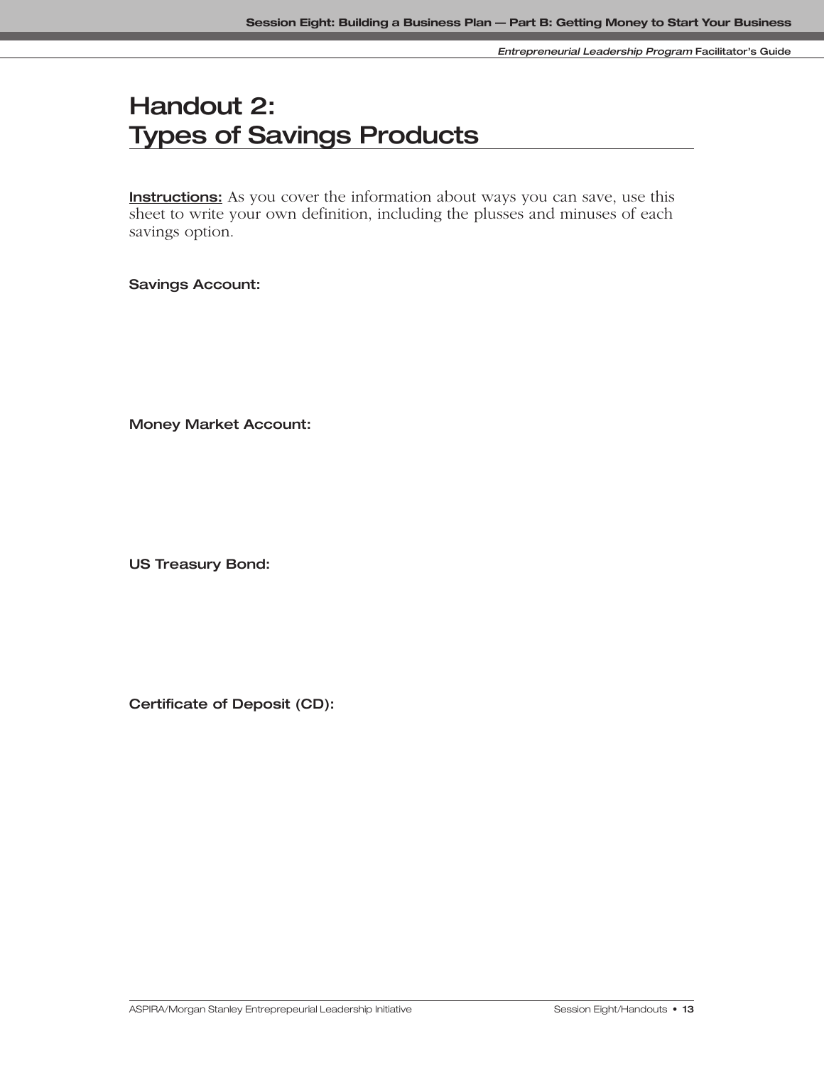# Handout 2: Types of Savings Products

**Instructions:** As you cover the information about ways you can save, use this sheet to write your own definition, including the plusses and minuses of each savings option.

**Savings Account:**

**Money Market Account:**

**US Treasury Bond:**

**Certificate of Deposit (CD):**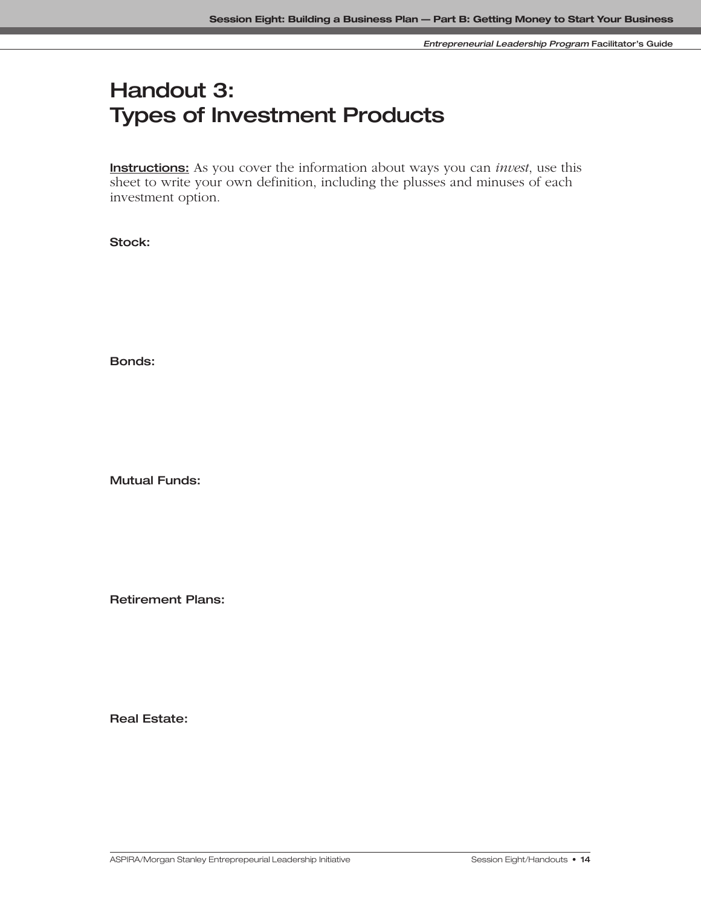# Handout 3: Types of Investment Products

**Instructions:** As you cover the information about ways you can *invest*, use this sheet to write your own definition, including the plusses and minuses of each investment option.

**Stock:**

**Bonds:**

**Mutual Funds:**

**Retirement Plans:**

**Real Estate:**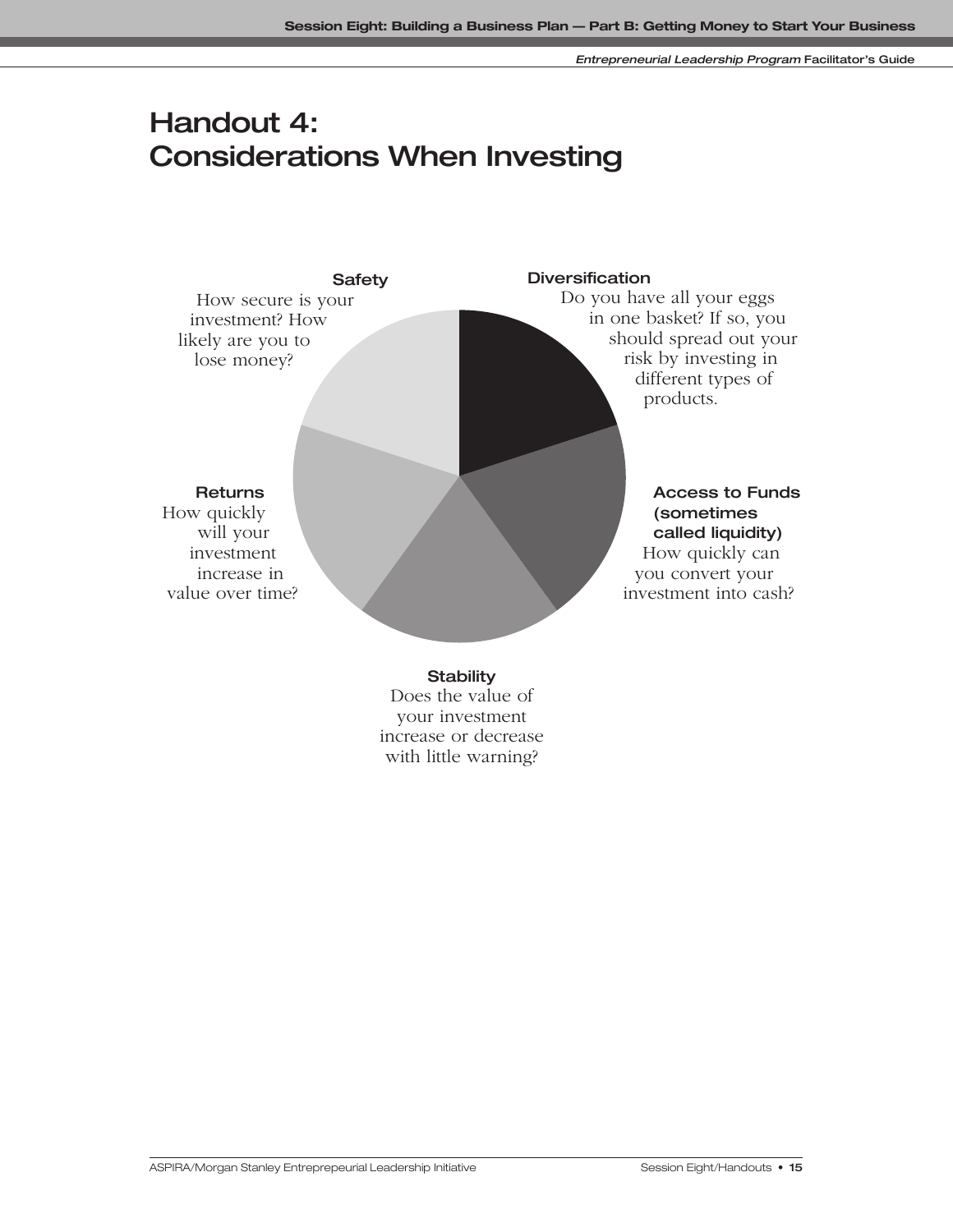# Handout 4: Considerations When Investing

**Safety**
How secure is your investment? How likely are you to lose money?

**Diversification**
Do you have all your eggs in one basket? If so, you should spread out your risk by investing in different types of products.

**Access to Funds (sometimes called liquidity)**
How quickly can you convert your investment into cash?

**Stability**
Does the value of your investment increase or decrease with little warning?

**Returns**
How quickly will your investment increase in value over time?